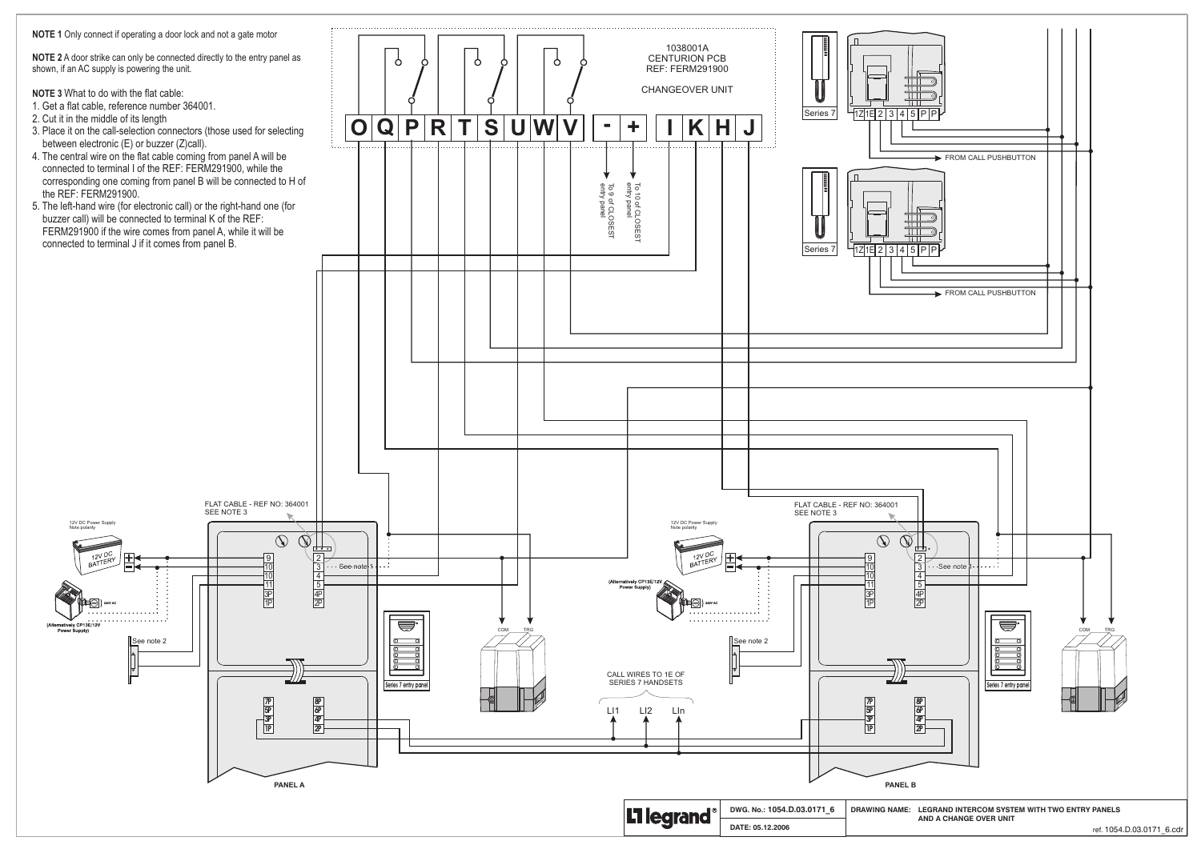**NOTE 1** Only connect if operating a door lock and not a gate motor

**NOTE 2** A door strike can only be connected directly to the entry panel as shown, if an AC supply is powering the unit.

**NOTE 3** What to do with the flat cable:

1. Get a flat cable, reference number 364001.
2. Cut it in the middle of its length
3. Place it on the call-selection connectors (those used for selecting between electronic (E) or buzzer (Z)call).
4. The central wire on the flat cable coming from panel A will be connected to terminal I of the REF: FERM291900, while the corresponding one coming from panel B will be connected to H of the REF: FERM291900.
5. The left-hand wire (for electronic call) or the right-hand one (for buzzer call) will be connected to terminal K of the REF: FERM291900 if the wire comes from panel A, while it will be connected to terminal J if it comes from panel B.

1038001A
CENTURION PCB
REF: FERM291900

CHANGEOVER UNIT

O Q P R T S U W V - + I K H J

To 9 of CLOSEST entry panel

To 10 of CLOSEST entry panel

Series 7 — 1Z 1E 2 3 4 5 P P — FROM CALL PUSHBUTTON

Series 7 — 1Z 1E 2 3 4 5 P P — FROM CALL PUSHBUTTON

FLAT CABLE - REF NO: 364001
SEE NOTE 3

12V DC Power Supply
Note polarity

12V DC BATTERY

(Alternatively CP13E/12V Power Supply)

See note 1

See note 2

COM TRG

Series 7 entry panel

CALL WIRES TO 1E OF SERIES 7 HANDSETS

LI1 LI2 LIn

PANEL A

PANEL B

DWG. No.: 1054.D.03.0171_6

DATE: 05.12.2006

DRAWING NAME: LEGRAND INTERCOM SYSTEM WITH TWO ENTRY PANELS AND A CHANGE OVER UNIT

ref. 1054.D.03.0171_6.cdr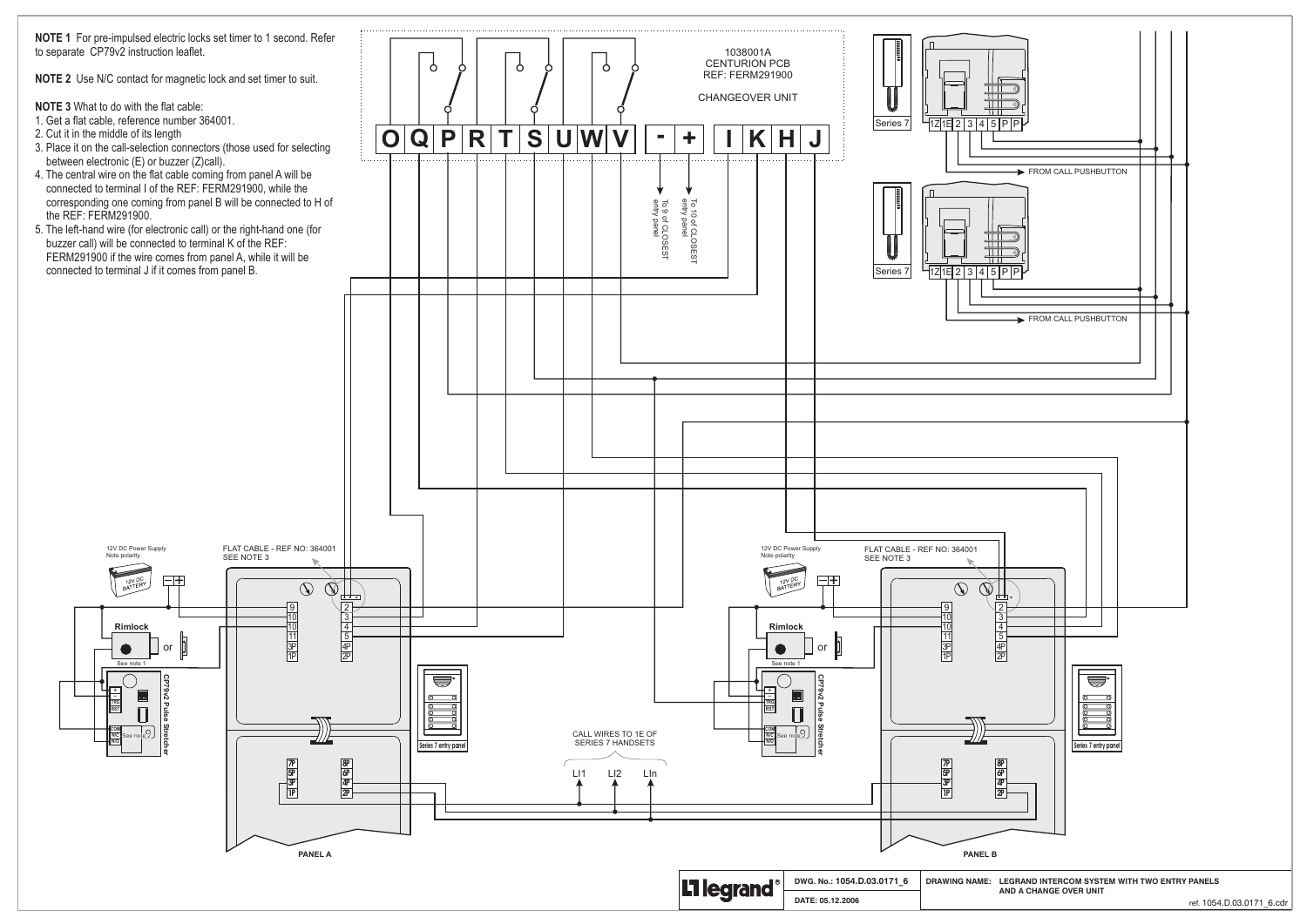**NOTE 1** For pre-impulsed electric locks set timer to 1 second. Refer to separate CP79v2 instruction leaflet.

**NOTE 2** Use N/C contact for magnetic lock and set timer to suit.

**NOTE 3** What to do with the flat cable:

1. Get a flat cable, reference number 364001.
2. Cut it in the middle of its length
3. Place it on the call-selection connectors (those used for selecting between electronic (E) or buzzer (Z)call).
4. The central wire on the flat cable coming from panel A will be connected to terminal I of the REF: FERM291900, while the corresponding one coming from panel B will be connected to H of the REF: FERM291900.
5. The left-hand wire (for electronic call) or the right-hand one (for buzzer call) will be connected to terminal K of the REF: FERM291900 if the wire comes from panel A, while it will be connected to terminal J if it comes from panel B.

1038001A
CENTURION PCB
REF: FERM291900

CHANGEOVER UNIT

O Q P R T S U W V - + I K H J

To 9 of CLOSEST entry panel

To 10 of CLOSEST entry panel

Series 7

1Z 1E 2 3 4 5 P P

FROM CALL PUSHBUTTON

Series 7

1Z 1E 2 3 4 5 P P

FROM CALL PUSHBUTTON

12V DC Power Supply
Note polarity

12V DC BATTERY

FLAT CABLE - REF NO: 364001
SEE NOTE 3

Rimlock

or

See note 1

CP79v2 Pulse Stretcher

+ - TRG RST

COM N/C N/O

See note 2

9 10 10 11 3P 1P

2 3 4 5 4P 2P

7P 5P 3P 1P

8P 6P 4P 2P

Series 7 entry panel

PANEL A

12V DC Power Supply
Note polarity

12V DC BATTERY

FLAT CABLE - REF NO: 364001
SEE NOTE 3

Rimlock

or

See note 1

CP79v2 Pulse Stretcher

+ - TRG RST

COM N/C N/O

See note 2

9 10 10 11 3P 1P

2 3 4 5 4P 2P

7P 5P 3P 1P

8P 6P 4P 2P

Series 7 entry panel

PANEL B

CALL WIRES TO 1E OF SERIES 7 HANDSETS

LI1 LI2 LIn

legrand®

DWG. No.: 1054.D.03.0171_6

DATE: 05.12.2006

DRAWING NAME: LEGRAND INTERCOM SYSTEM WITH TWO ENTRY PANELS AND A CHANGE OVER UNIT

ref. 1054.D.03.0171_6.cdr